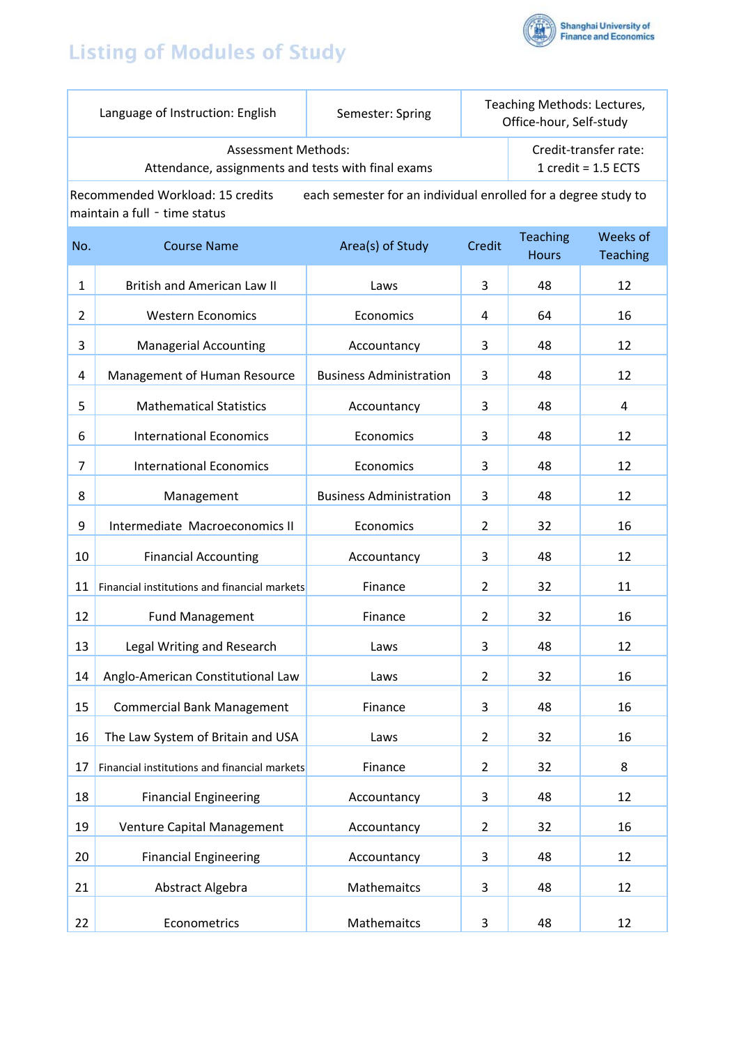# Listing of Modules of Study

Shanghai University of Finance and Economics

| Language of Instruction: English | Semester: Spring | Teaching Methods: Lectures, Office-hour, Self-study |
|---|---|---|
| Assessment Methods: Attendance, assignments and tests with final exams | | Credit-transfer rate: 1 credit = 1.5 ECTS |

Recommended Workload: 15 credits each semester for an individual enrolled for a degree study to maintain a full - time status

| No. | Course Name | Area(s) of Study | Credit | Teaching Hours | Weeks of Teaching |
|---|---|---|---|---|---|
| 1 | British and American Law II | Laws | 3 | 48 | 12 |
| 2 | Western Economics | Economics | 4 | 64 | 16 |
| 3 | Managerial Accounting | Accountancy | 3 | 48 | 12 |
| 4 | Management of Human Resource | Business Administration | 3 | 48 | 12 |
| 5 | Mathematical Statistics | Accountancy | 3 | 48 | 4 |
| 6 | International Economics | Economics | 3 | 48 | 12 |
| 7 | International Economics | Economics | 3 | 48 | 12 |
| 8 | Management | Business Administration | 3 | 48 | 12 |
| 9 | Intermediate Macroeconomics II | Economics | 2 | 32 | 16 |
| 10 | Financial Accounting | Accountancy | 3 | 48 | 12 |
| 11 | Financial institutions and financial markets | Finance | 2 | 32 | 11 |
| 12 | Fund Management | Finance | 2 | 32 | 16 |
| 13 | Legal Writing and Research | Laws | 3 | 48 | 12 |
| 14 | Anglo-American Constitutional Law | Laws | 2 | 32 | 16 |
| 15 | Commercial Bank Management | Finance | 3 | 48 | 16 |
| 16 | The Law System of Britain and USA | Laws | 2 | 32 | 16 |
| 17 | Financial institutions and financial markets | Finance | 2 | 32 | 8 |
| 18 | Financial Engineering | Accountancy | 3 | 48 | 12 |
| 19 | Venture Capital Management | Accountancy | 2 | 32 | 16 |
| 20 | Financial Engineering | Accountancy | 3 | 48 | 12 |
| 21 | Abstract Algebra | Mathemaitcs | 3 | 48 | 12 |
| 22 | Econometrics | Mathemaitcs | 3 | 48 | 12 |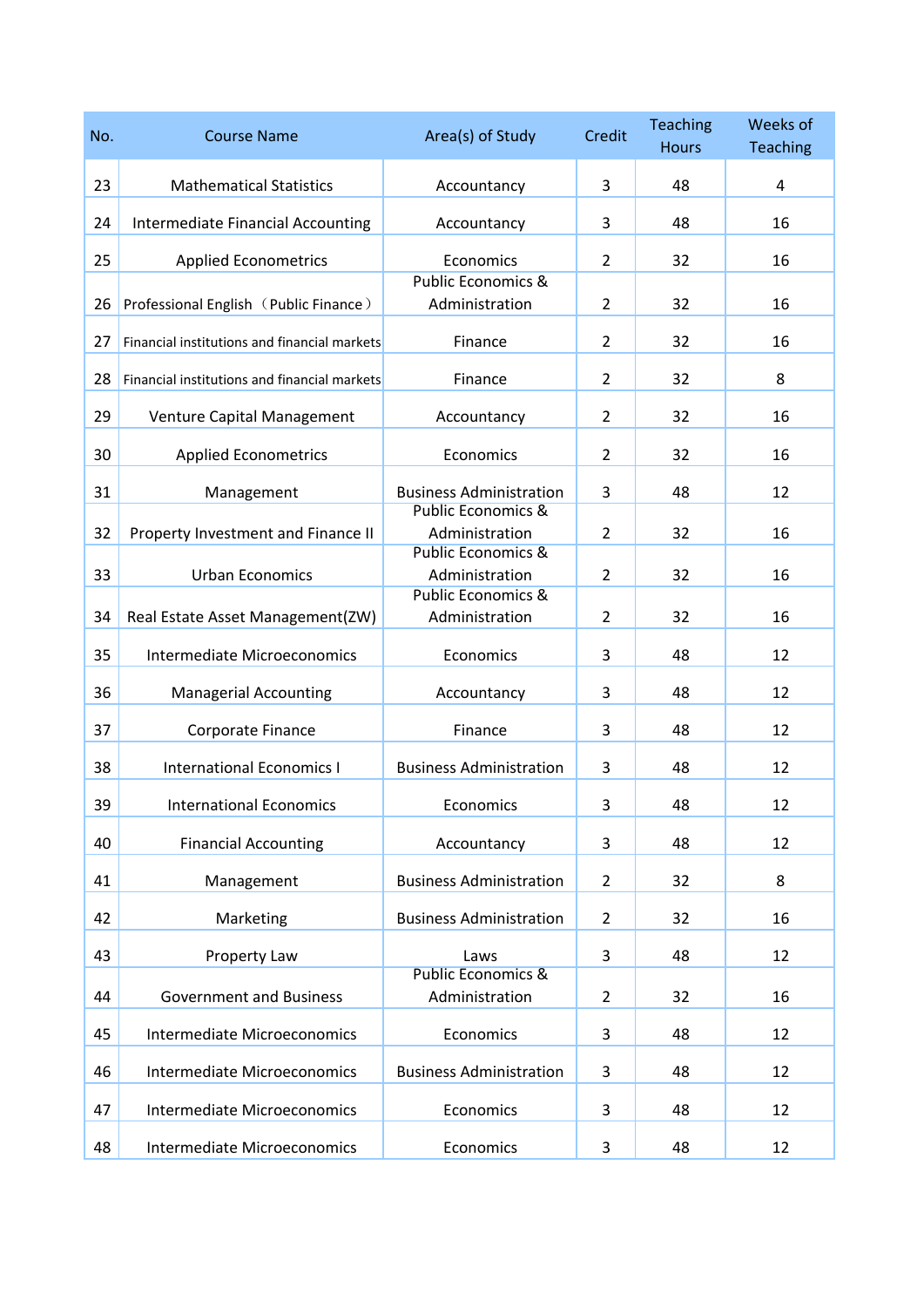| No. | Course Name | Area(s) of Study | Credit | Teaching Hours | Weeks of Teaching |
|---|---|---|---|---|---|
| 23 | Mathematical Statistics | Accountancy | 3 | 48 | 4 |
| 24 | Intermediate Financial Accounting | Accountancy | 3 | 48 | 16 |
| 25 | Applied Econometrics | Economics | 2 | 32 | 16 |
| 26 | Professional English（Public Finance） | Public Economics & Administration | 2 | 32 | 16 |
| 27 | Financial institutions and financial markets | Finance | 2 | 32 | 16 |
| 28 | Financial institutions and financial markets | Finance | 2 | 32 | 8 |
| 29 | Venture Capital Management | Accountancy | 2 | 32 | 16 |
| 30 | Applied Econometrics | Economics | 2 | 32 | 16 |
| 31 | Management | Business Administration | 3 | 48 | 12 |
| 32 | Property Investment and Finance II | Public Economics & Administration | 2 | 32 | 16 |
| 33 | Urban Economics | Public Economics & Administration | 2 | 32 | 16 |
| 34 | Real Estate Asset Management(ZW) | Public Economics & Administration | 2 | 32 | 16 |
| 35 | Intermediate Microeconomics | Economics | 3 | 48 | 12 |
| 36 | Managerial Accounting | Accountancy | 3 | 48 | 12 |
| 37 | Corporate Finance | Finance | 3 | 48 | 12 |
| 38 | International Economics I | Business Administration | 3 | 48 | 12 |
| 39 | International Economics | Economics | 3 | 48 | 12 |
| 40 | Financial Accounting | Accountancy | 3 | 48 | 12 |
| 41 | Management | Business Administration | 2 | 32 | 8 |
| 42 | Marketing | Business Administration | 2 | 32 | 16 |
| 43 | Property Law | Laws | 3 | 48 | 12 |
| 44 | Government and Business | Public Economics & Administration | 2 | 32 | 16 |
| 45 | Intermediate Microeconomics | Economics | 3 | 48 | 12 |
| 46 | Intermediate Microeconomics | Business Administration | 3 | 48 | 12 |
| 47 | Intermediate Microeconomics | Economics | 3 | 48 | 12 |
| 48 | Intermediate Microeconomics | Economics | 3 | 48 | 12 |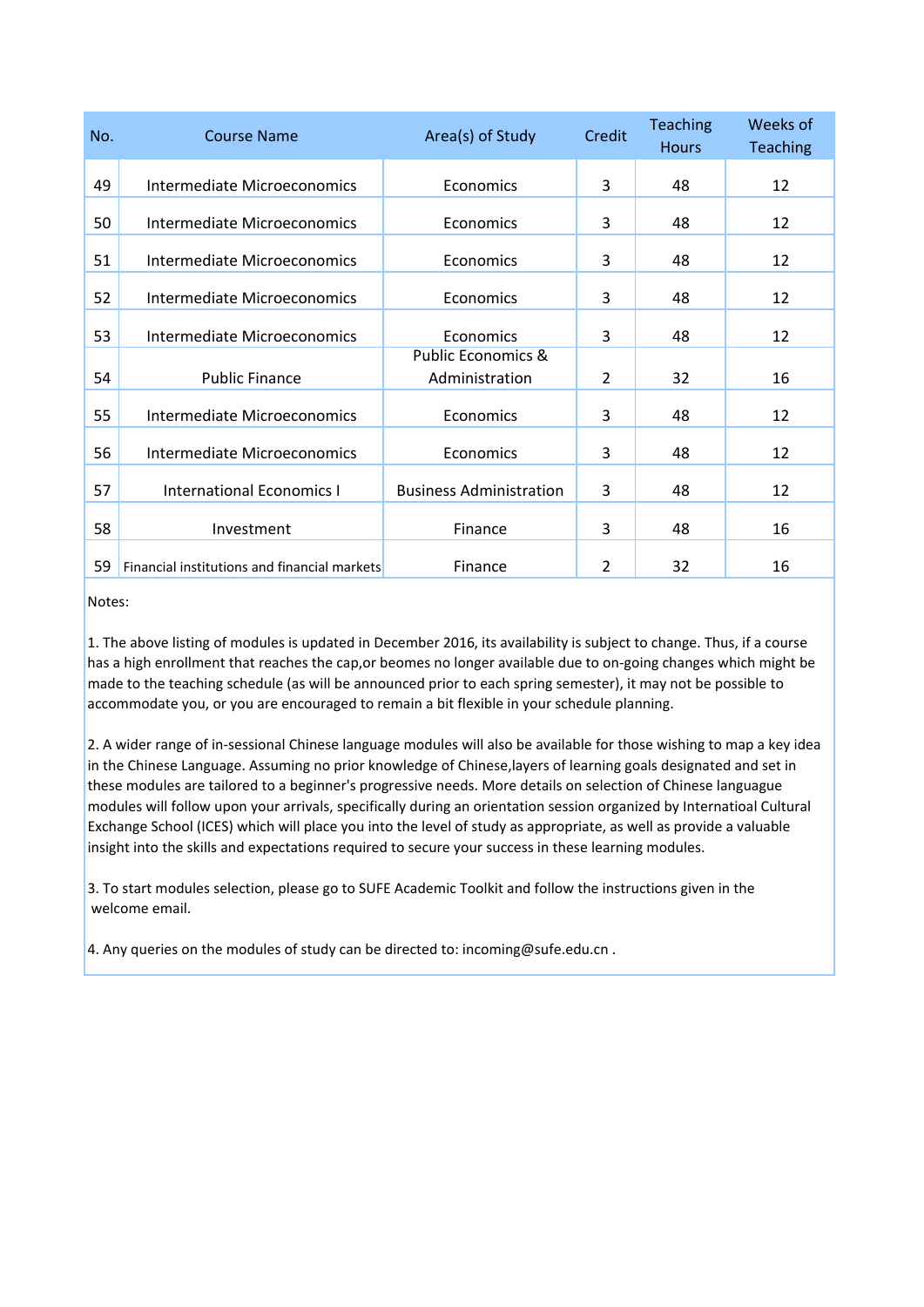| No. | Course Name | Area(s) of Study | Credit | Teaching Hours | Weeks of Teaching |
|---|---|---|---|---|---|
| 49 | Intermediate Microeconomics | Economics | 3 | 48 | 12 |
| 50 | Intermediate Microeconomics | Economics | 3 | 48 | 12 |
| 51 | Intermediate Microeconomics | Economics | 3 | 48 | 12 |
| 52 | Intermediate Microeconomics | Economics | 3 | 48 | 12 |
| 53 | Intermediate Microeconomics | Economics | 3 | 48 | 12 |
| 54 | Public Finance | Public Economics & Administration | 2 | 32 | 16 |
| 55 | Intermediate Microeconomics | Economics | 3 | 48 | 12 |
| 56 | Intermediate Microeconomics | Economics | 3 | 48 | 12 |
| 57 | International Economics I | Business Administration | 3 | 48 | 12 |
| 58 | Investment | Finance | 3 | 48 | 16 |
| 59 | Financial institutions and financial markets | Finance | 2 | 32 | 16 |

Notes:

1. The above listing of modules is updated in December 2016, its availability is subject to change. Thus, if a course has a high enrollment that reaches the cap,or beomes no longer available due to on-going changes which might be made to the teaching schedule (as will be announced prior to each spring semester), it may not be possible to accommodate you, or you are encouraged to remain a bit flexible in your schedule planning.

2. A wider range of in-sessional Chinese language modules will also be available for those wishing to map a key idea in the Chinese Language. Assuming no prior knowledge of Chinese,layers of learning goals designated and set in these modules are tailored to a beginner's progressive needs. More details on selection of Chinese languague modules will follow upon your arrivals, specifically during an orientation session organized by Internatioal Cultural Exchange School (ICES) which will place you into the level of study as appropriate, as well as provide a valuable insight into the skills and expectations required to secure your success in these learning modules.

3. To start modules selection, please go to SUFE Academic Toolkit and follow the instructions given in the welcome email.

4. Any queries on the modules of study can be directed to: incoming@sufe.edu.cn .